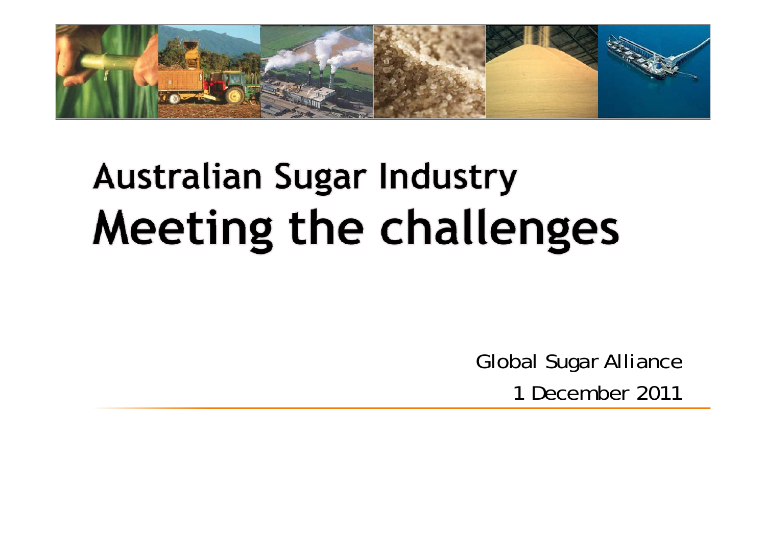# Australian Sugar Industry
# Meeting the challenges

Global Sugar Alliance

1 December 2011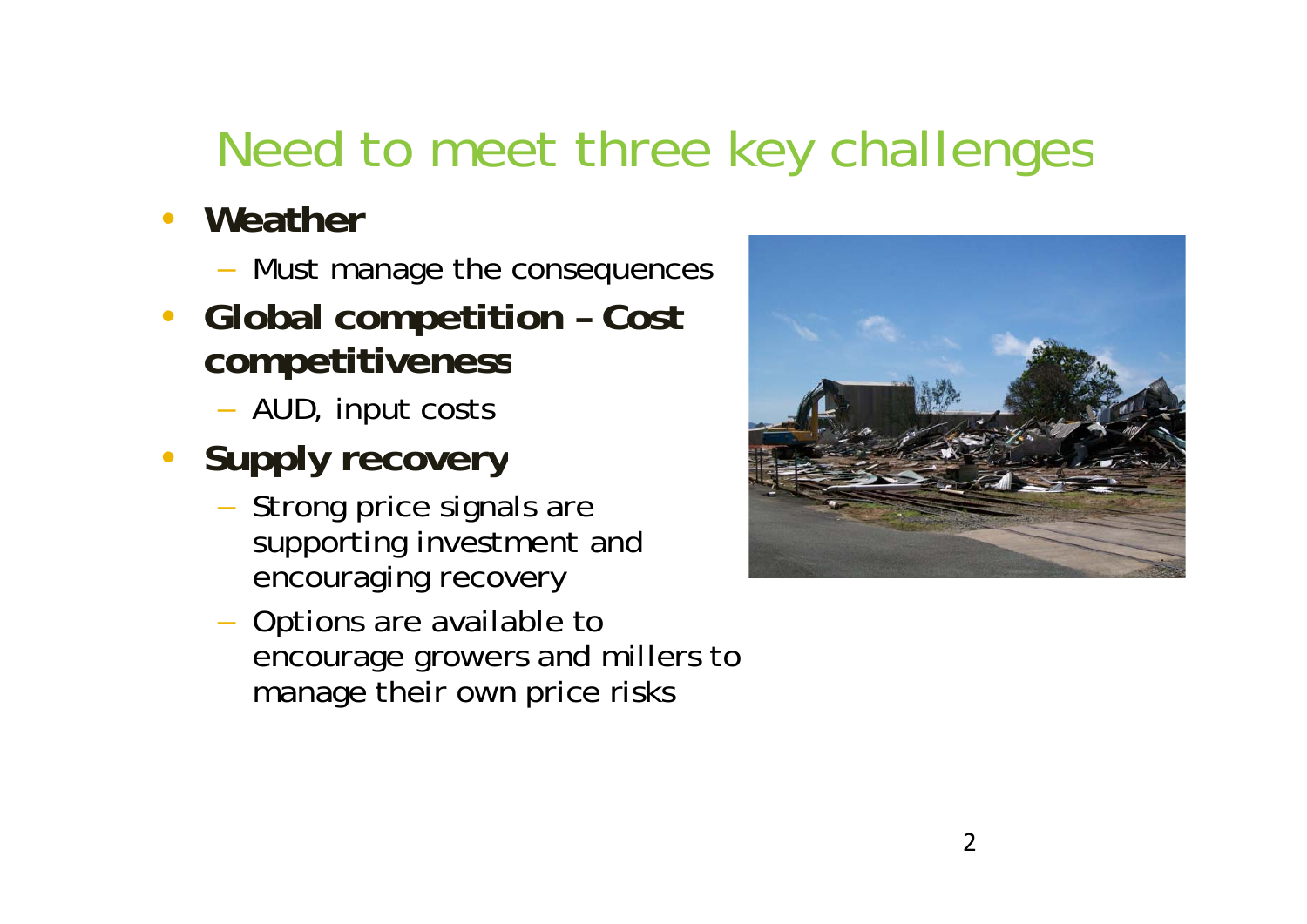# Need to meet three key challenges

- **Weather**
  - Must manage the consequences
- **Global competition – Cost competitiveness**
  - AUD, input costs
- **Supply recovery**
  - Strong price signals are supporting investment and encouraging recovery
  - Options are available to encourage growers and millers to manage their own price risks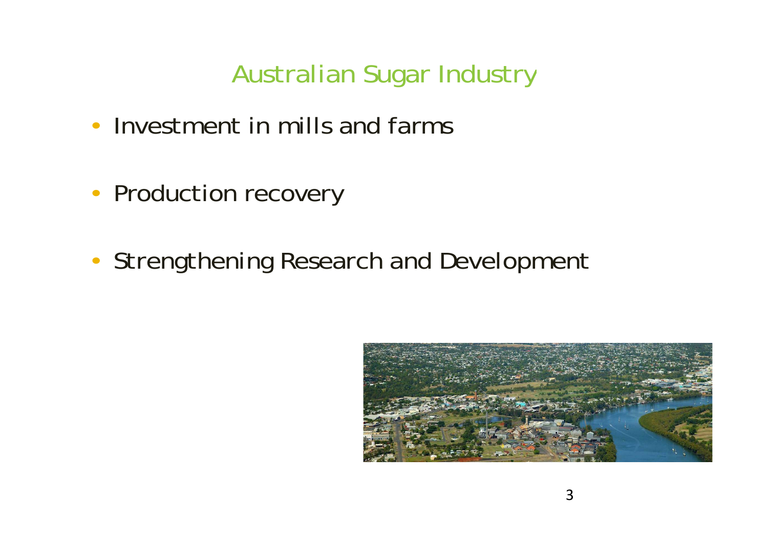# Australian Sugar Industry

- Investment in mills and farms
- Production recovery
- Strengthening Research and Development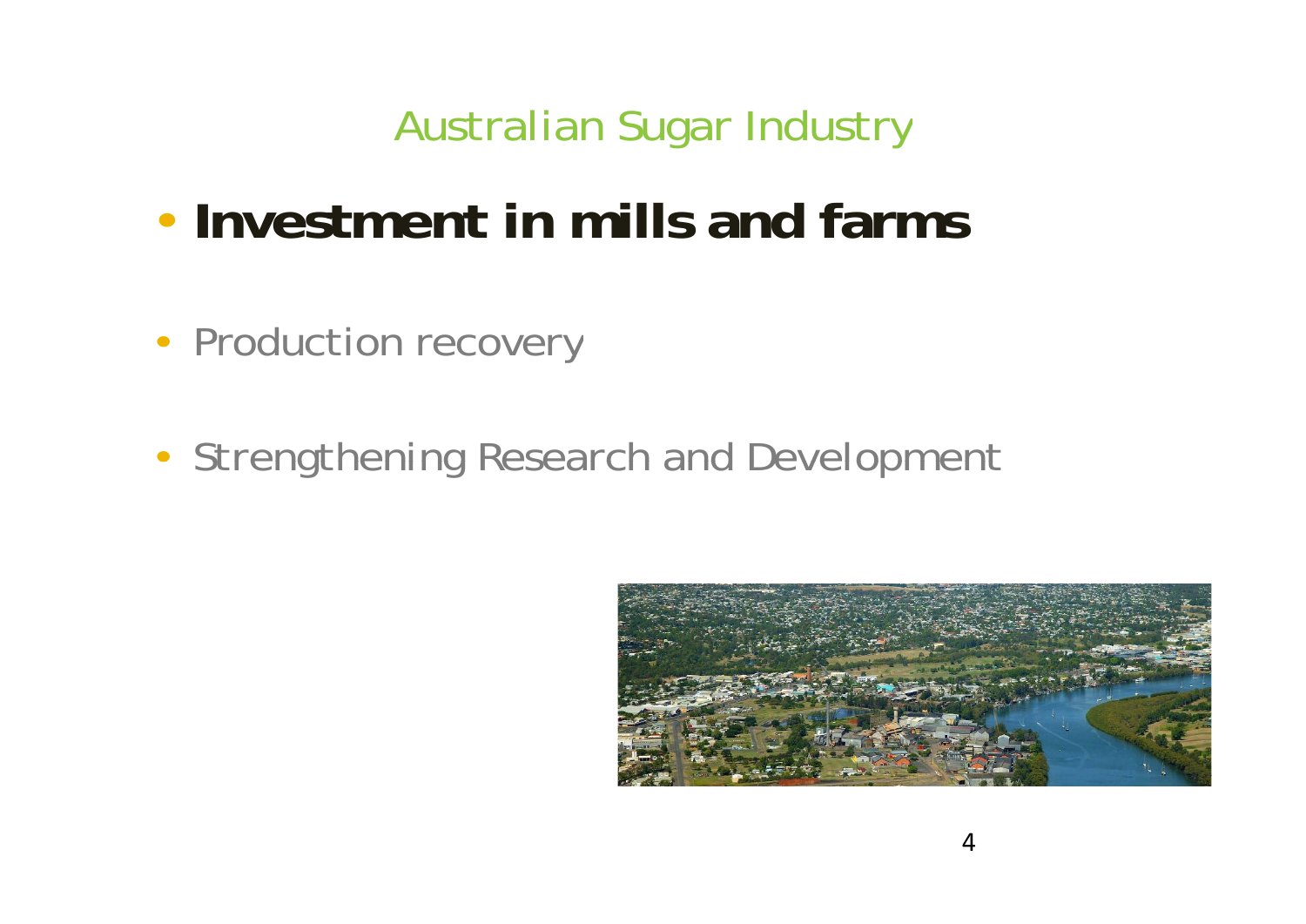# Australian Sugar Industry

- **Investment in mills and farms**
- Production recovery
- Strengthening Research and Development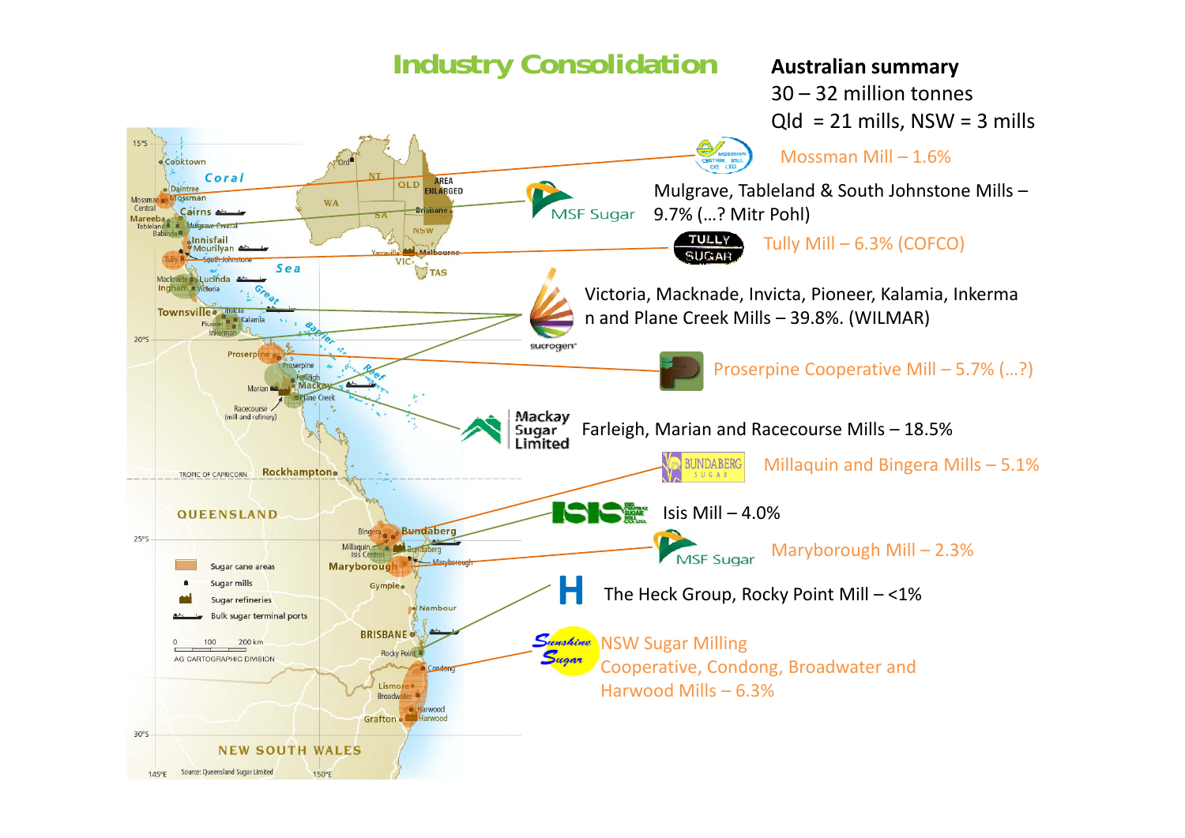# Industry Consolidation

**Australian summary**

30 – 32 million tonnes

Qld = 21 mills, NSW = 3 mills

- Mossman Mill – 1.6%
- MSF Sugar: Mulgrave, Tableland & South Johnstone Mills – 9.7% (…? Mitr Pohl)
- Tully Mill – 6.3% (COFCO)
- Sucrogen: Victoria, Macknade, Invicta, Pioneer, Kalamia, Inkerman and Plane Creek Mills – 39.8%. (WILMAR)
- Proserpine Cooperative Mill – 5.7% (…?)
- Mackay Sugar Limited: Farleigh, Marian and Racecourse Mills – 18.5%
- Bundaberg Sugar: Millaquin and Bingera Mills – 5.1%
- Isis: Isis Mill – 4.0%
- MSF Sugar: Maryborough Mill – 2.3%
- The Heck Group, Rocky Point Mill – <1%
- Sunshine Sugar: NSW Sugar Milling Cooperative, Condong, Broadwater and Harwood Mills – 6.3%

Source: Queensland Sugar Limited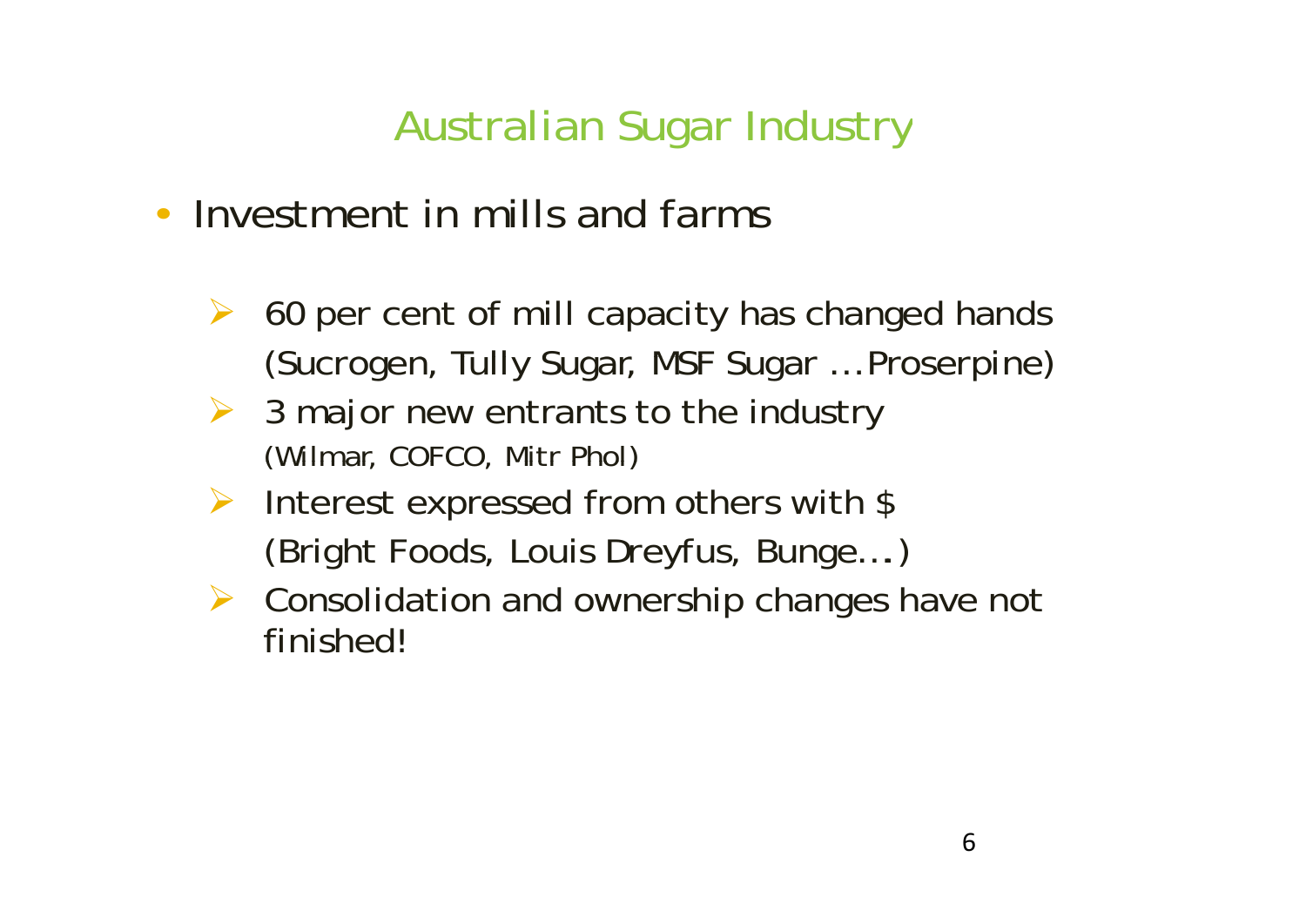# Australian Sugar Industry

- Investment in mills and farms
  - 60 per cent of mill capacity has changed hands (Sucrogen, Tully Sugar, MSF Sugar …Proserpine)
  - 3 major new entrants to the industry (Wilmar, COFCO, Mitr Phol)
  - Interest expressed from others with $ (Bright Foods, Louis Dreyfus, Bunge…)
  - Consolidation and ownership changes have not finished!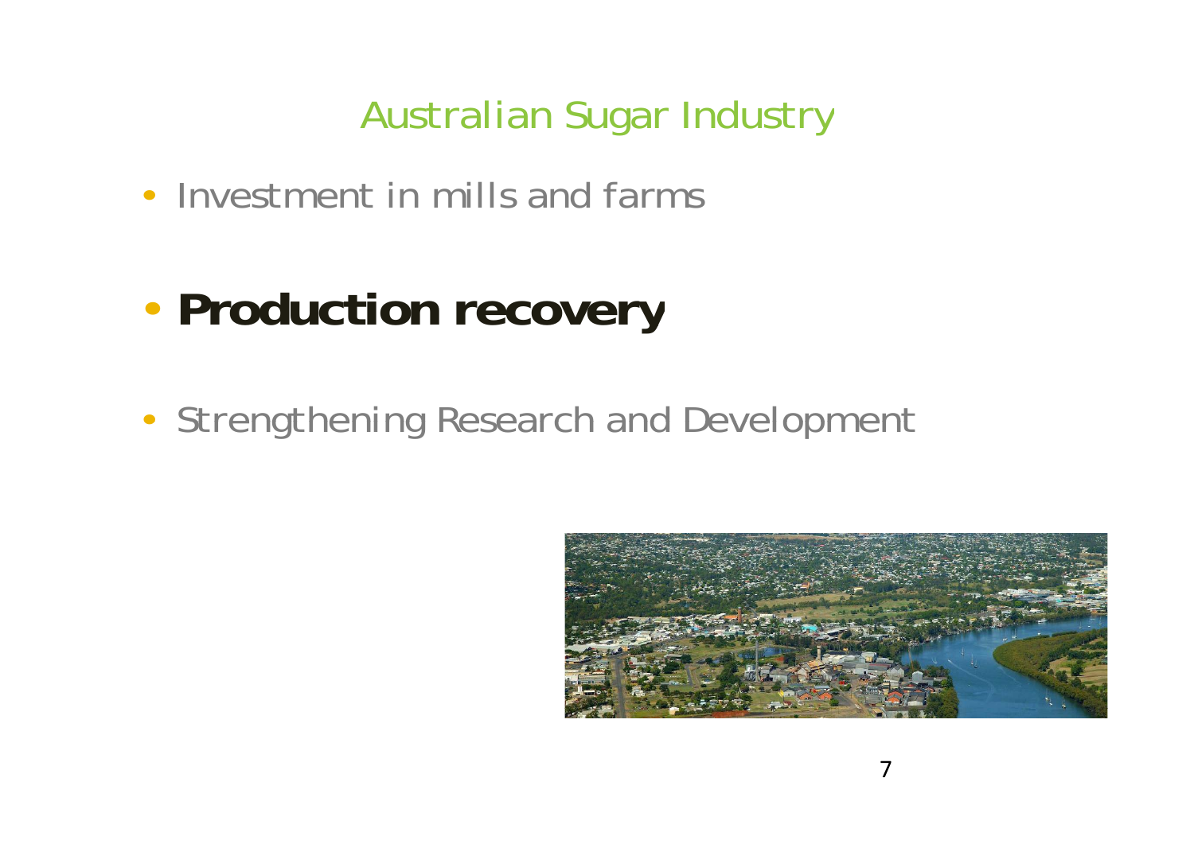# Australian Sugar Industry

- Investment in mills and farms
- **Production recovery**
- Strengthening Research and Development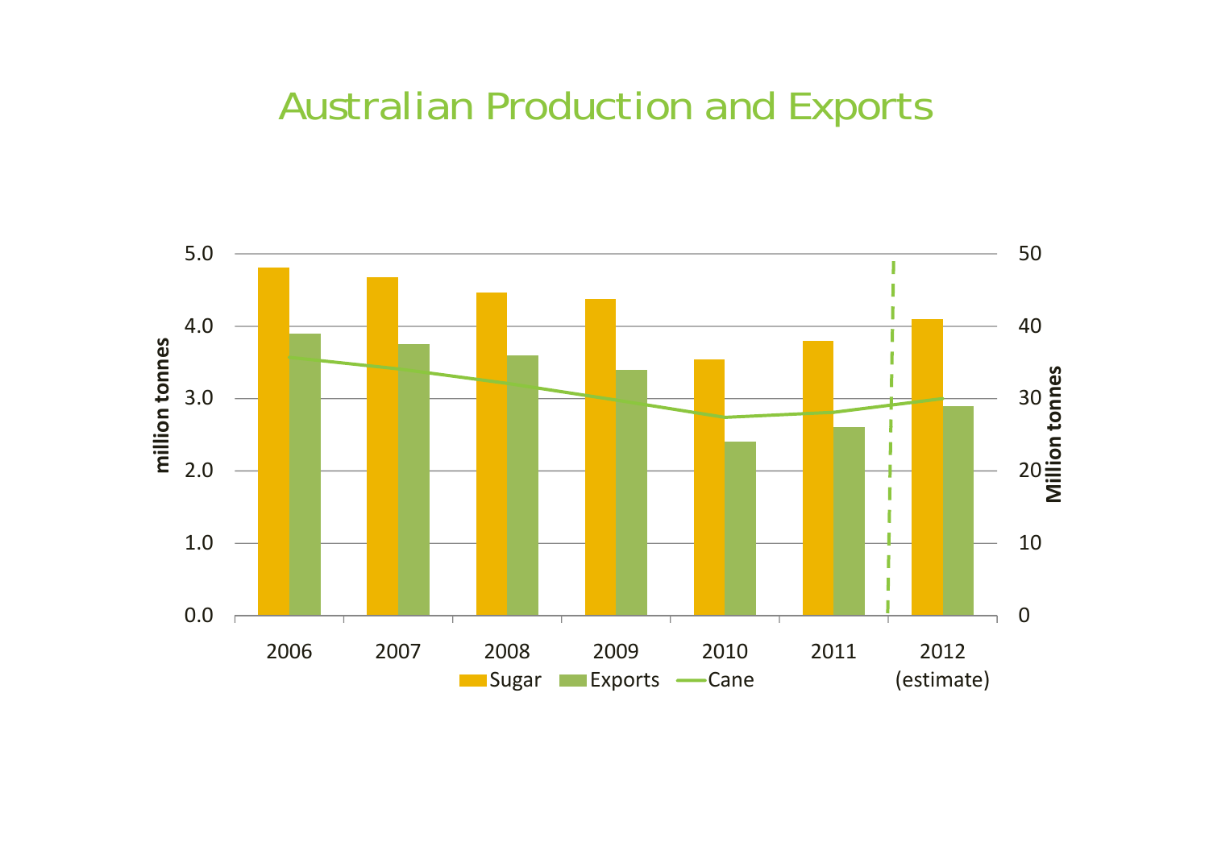# Australian Production and Exports

million tonnes

Million tonnes

| Year | Sugar | Exports | Cane |
|---|---|---|---|
| 2006 | 4.8 | 3.9 | 36 |
| 2007 | 4.7 | 3.75 | 34 |
| 2008 | 4.45 | 3.6 | 32 |
| 2009 | 4.35 | 3.4 | 30 |
| 2010 | 3.55 | 2.4 | 27 |
| 2011 | 3.8 | 2.6 | 28 |
| 2012 (estimate) | 4.1 | 2.9 | 30 |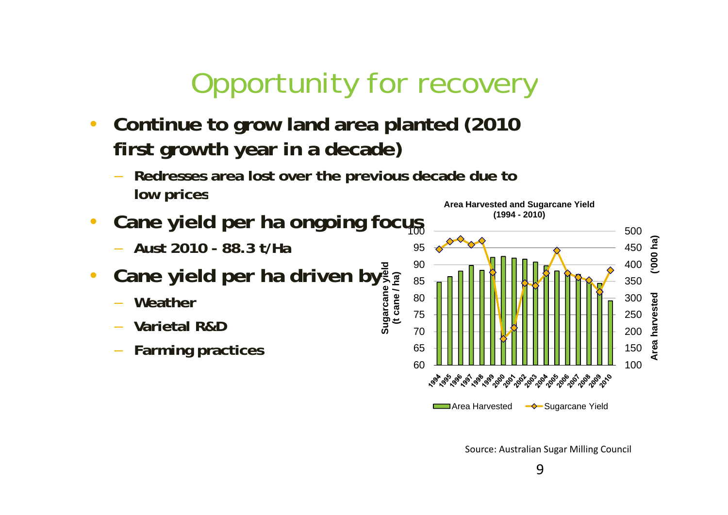# Opportunity for recovery

- **Continue to grow land area planted (2010 first growth year in a decade)**
  - **Redresses area lost over the previous decade due to low prices**
- **Cane yield per ha ongoing focus**
  - **Aust 2010 - 88.3 t/Ha**
- **Cane yield per ha driven by**
  - **Weather**
  - **Varietal R&D**
  - **Farming practices**

**Area Harvested and Sugarcane Yield (1994 - 2010)**

Source: Australian Sugar Milling Council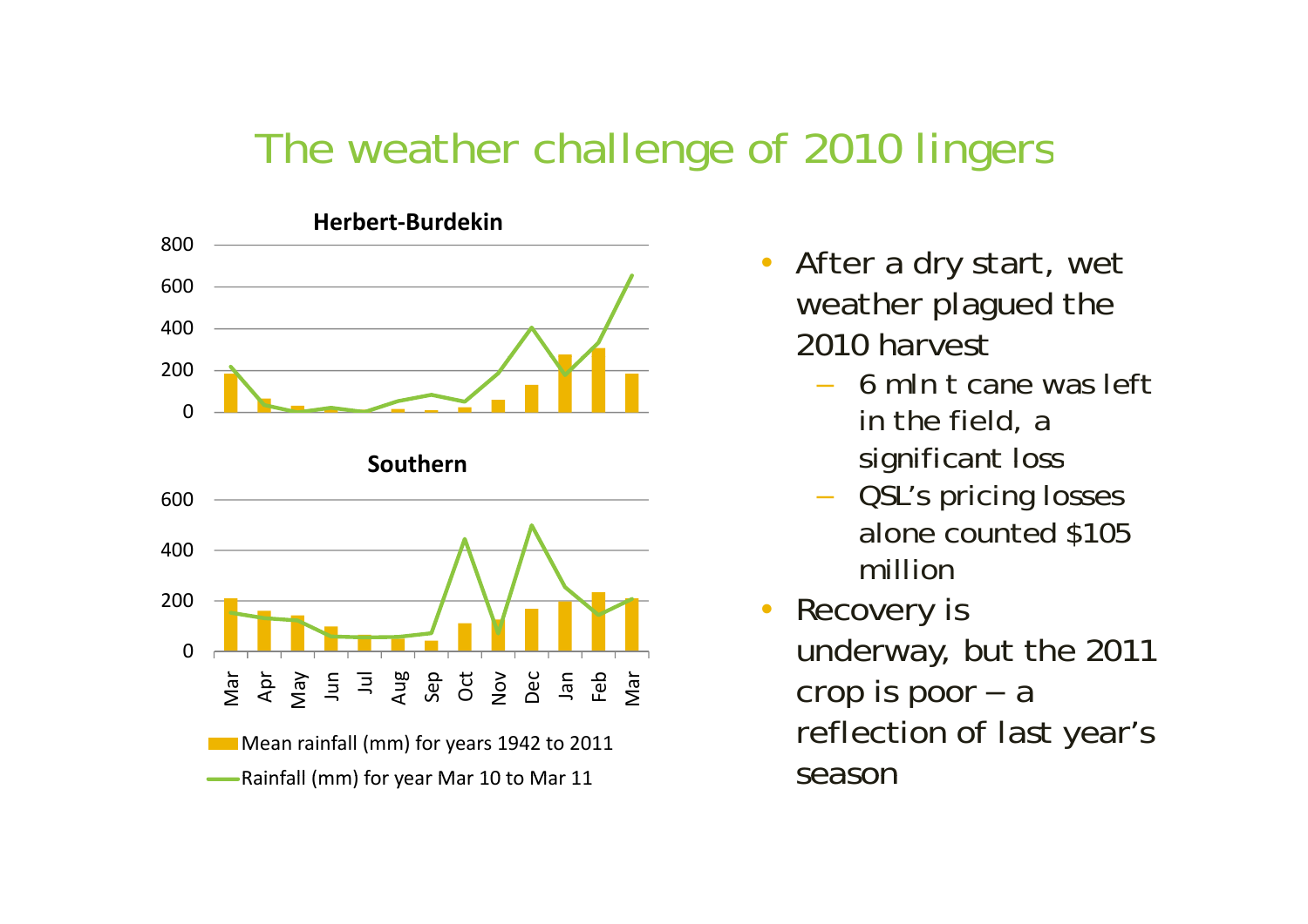# The weather challenge of 2010 lingers

**Herbert-Burdekin**

**Southern**

Mar Apr May Jun Jul Aug Sep Oct Nov Dec Jan Feb Mar

Mean rainfall (mm) for years 1942 to 2011

Rainfall (mm) for year Mar 10 to Mar 11

- After a dry start, wet weather plagued the 2010 harvest
  - 6 mln t cane was left in the field, a significant loss
  - QSL's pricing losses alone counted $105 million
- Recovery is underway, but the 2011 crop is poor – a reflection of last year's season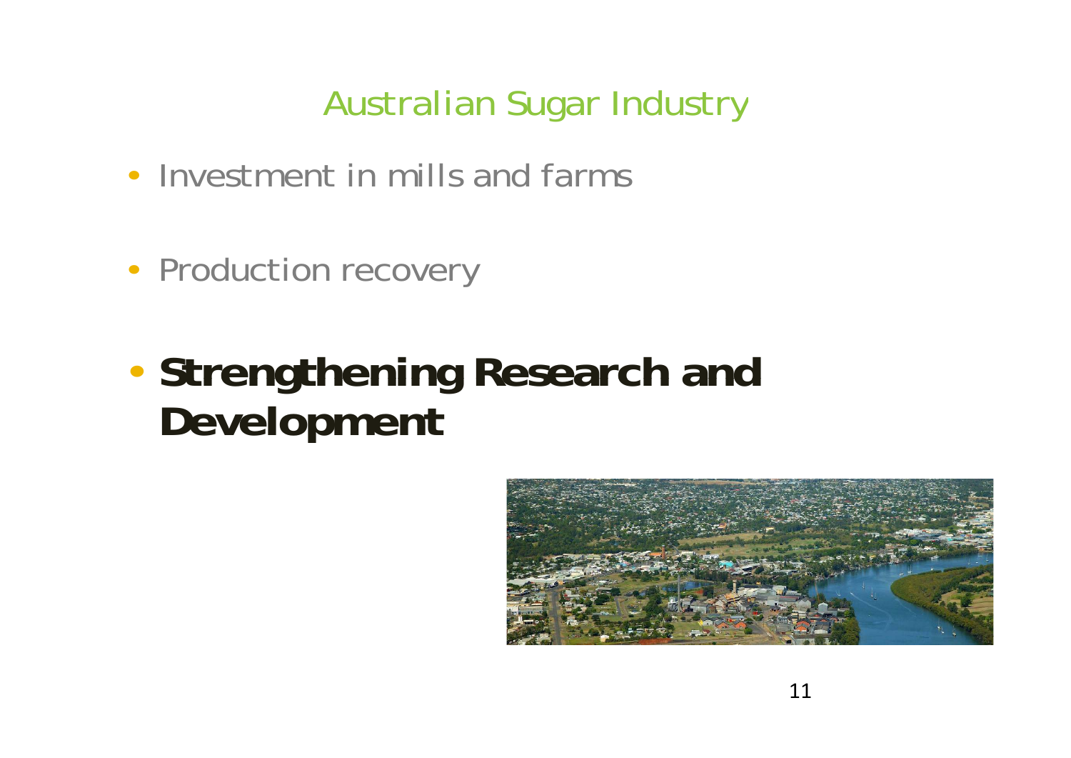# Australian Sugar Industry

- Investment in mills and farms
- Production recovery
- **Strengthening Research and Development**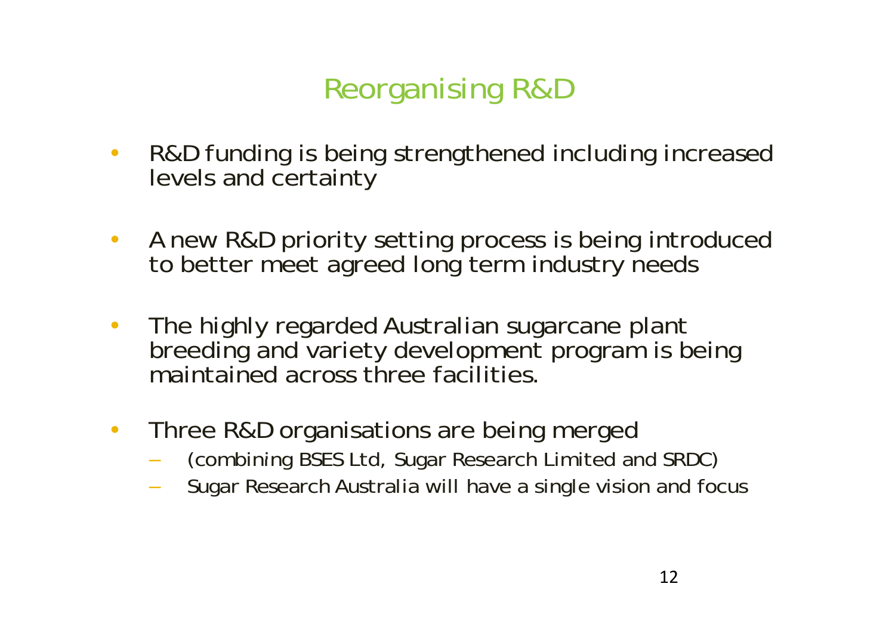# Reorganising R&D

- R&D funding is being strengthened including increased levels and certainty
- A new R&D priority setting process is being introduced to better meet agreed long term industry needs
- The highly regarded Australian sugarcane plant breeding and variety development program is being maintained across three facilities.
- Three R&D organisations are being merged
  - (combining BSES Ltd, Sugar Research Limited and SRDC)
  - Sugar Research Australia will have a single vision and focus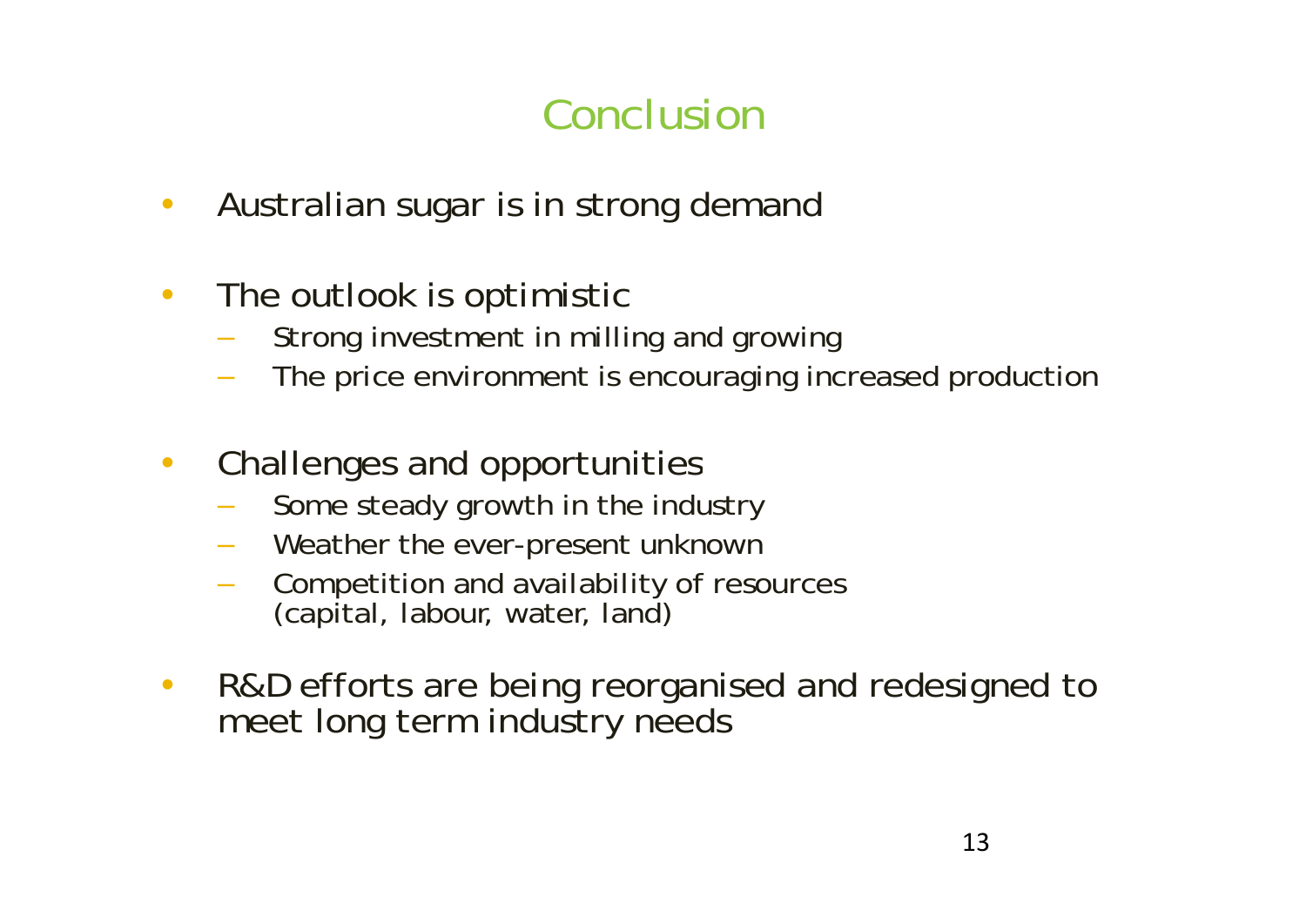# Conclusion

- Australian sugar is in strong demand
- The outlook is optimistic
  - Strong investment in milling and growing
  - The price environment is encouraging increased production
- Challenges and opportunities
  - Some steady growth in the industry
  - Weather the ever-present unknown
  - Competition and availability of resources (capital, labour, water, land)
- R&D efforts are being reorganised and redesigned to meet long term industry needs